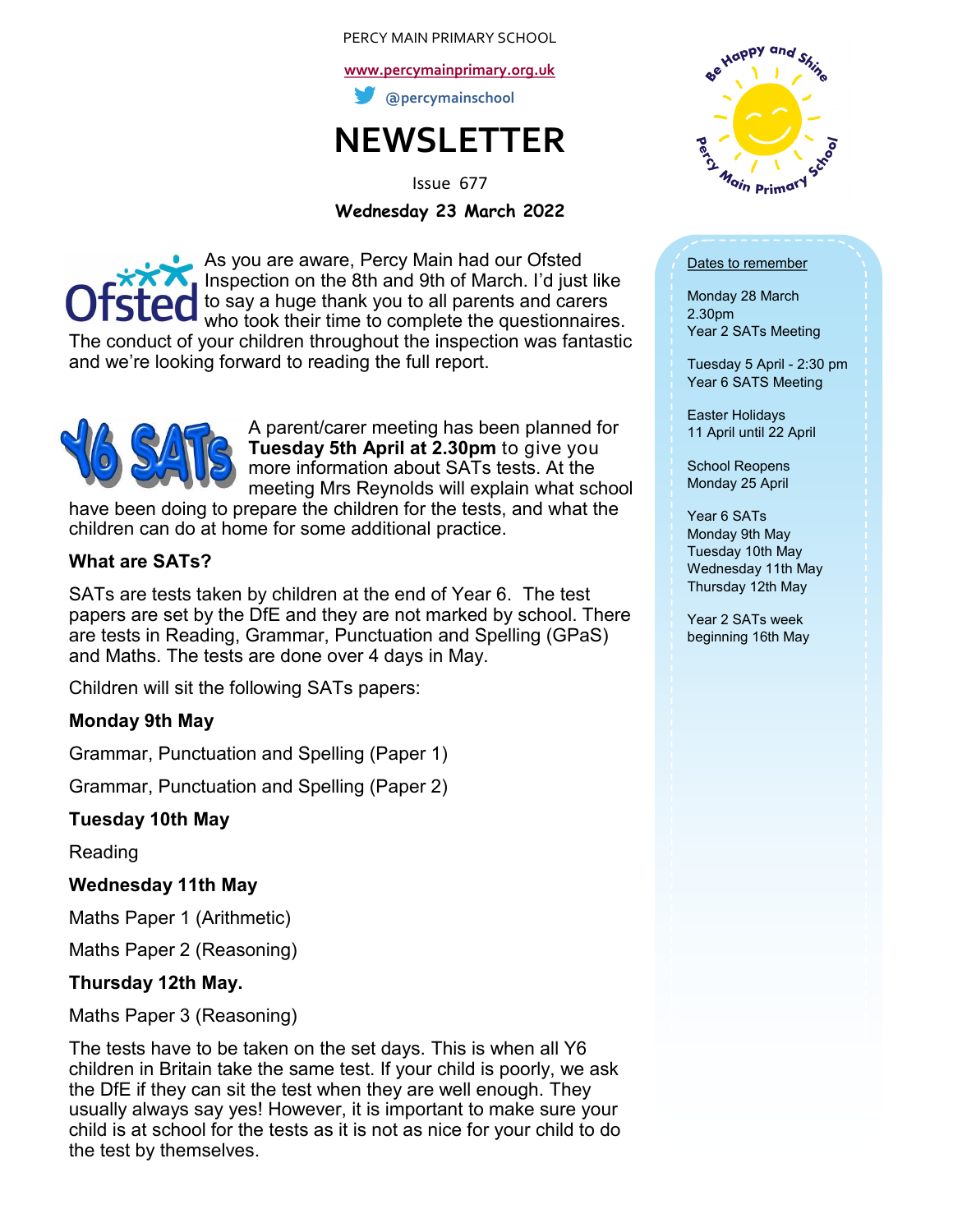PERCY MAIN PRIMARY SCHOOL

www.percymainprimary.org.uk

@percymainschool

# NEWSLETTER

Issue 677

**Wednesday 23 March 2022**

As you are aware, Percy Main had our Ofsted Inspection on the 8th and 9th of March. I'd just like to say a huge thank you to all parents and carers who took their time to complete the questionnaires. The conduct of your children throughout the inspection was fantastic and we're looking forward to reading the full report.

A parent/carer meeting has been planned for **Tuesday 5th April at 2.30pm** to give you more information about SATs tests. At the meeting Mrs Reynolds will explain what school have been doing to prepare the children for the tests, and what the children can do at home for some additional practice.

### What are SATs?

SATs are tests taken by children at the end of Year 6. The test papers are set by the DfE and they are not marked by school. There are tests in Reading, Grammar, Punctuation and Spelling (GPaS) and Maths. The tests are done over 4 days in May.

Children will sit the following SATs papers:

**Monday 9th May**

Grammar, Punctuation and Spelling (Paper 1)

Grammar, Punctuation and Spelling (Paper 2)

**Tuesday 10th May**

Reading

**Wednesday 11th May**

Maths Paper 1 (Arithmetic)

Maths Paper 2 (Reasoning)

**Thursday 12th May.**

Maths Paper 3 (Reasoning)

The tests have to be taken on the set days. This is when all Y6 children in Britain take the same test. If your child is poorly, we ask the DfE if they can sit the test when they are well enough. They usually always say yes! However, it is important to make sure your child is at school for the tests as it is not as nice for your child to do the test by themselves.

---

Dates to remember

Monday 28 March
2.30pm
Year 2 SATs Meeting

Tuesday 5 April - 2:30 pm
Year 6 SATS Meeting

Easter Holidays
11 April until 22 April

School Reopens
Monday 25 April

Year 6 SATs
Monday 9th May
Tuesday 10th May
Wednesday 11th May
Thursday 12th May

Year 2 SATs week
beginning 16th May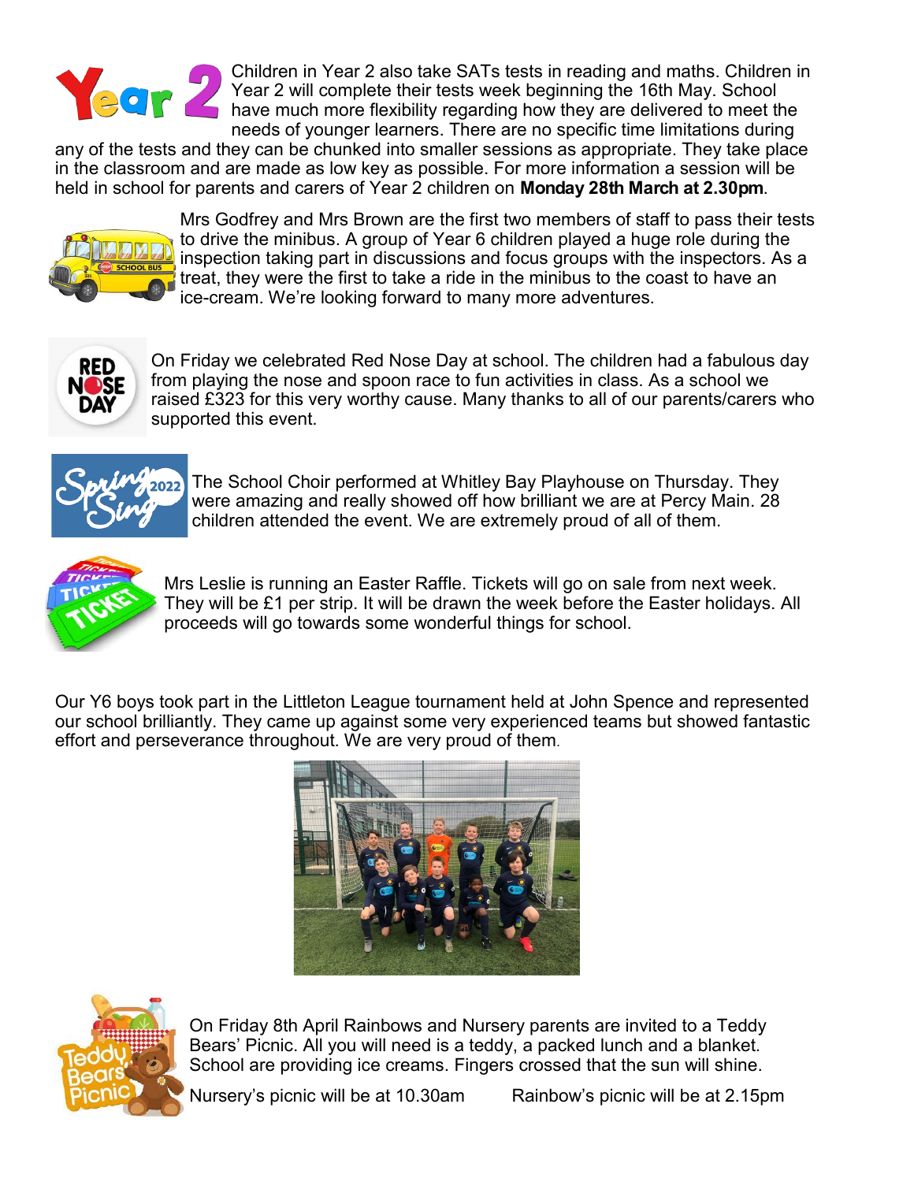Year 2

Children in Year 2 also take SATs tests in reading and maths. Children in Year 2 will complete their tests week beginning the 16th May. School have much more flexibility regarding how they are delivered to meet the needs of younger learners. There are no specific time limitations during any of the tests and they can be chunked into smaller sessions as appropriate. They take place in the classroom and are made as low key as possible. For more information a session will be held in school for parents and carers of Year 2 children on **Monday 28th March at 2.30pm**.

Mrs Godfrey and Mrs Brown are the first two members of staff to pass their tests to drive the minibus. A group of Year 6 children played a huge role during the inspection taking part in discussions and focus groups with the inspectors. As a treat, they were the first to take a ride in the minibus to the coast to have an ice-cream. We're looking forward to many more adventures.

On Friday we celebrated Red Nose Day at school. The children had a fabulous day from playing the nose and spoon race to fun activities in class. As a school we raised £323 for this very worthy cause. Many thanks to all of our parents/carers who supported this event.

The School Choir performed at Whitley Bay Playhouse on Thursday. They were amazing and really showed off how brilliant we are at Percy Main. 28 children attended the event. We are extremely proud of all of them.

Mrs Leslie is running an Easter Raffle. Tickets will go on sale from next week. They will be £1 per strip. It will be drawn the week before the Easter holidays. All proceeds will go towards some wonderful things for school.

Our Y6 boys took part in the Littleton League tournament held at John Spence and represented our school brilliantly. They came up against some very experienced teams but showed fantastic effort and perseverance throughout. We are very proud of them.

On Friday 8th April Rainbows and Nursery parents are invited to a Teddy Bears' Picnic. All you will need is a teddy, a packed lunch and a blanket. School are providing ice creams. Fingers crossed that the sun will shine.

Nursery's picnic will be at 10.30am

Rainbow's picnic will be at 2.15pm